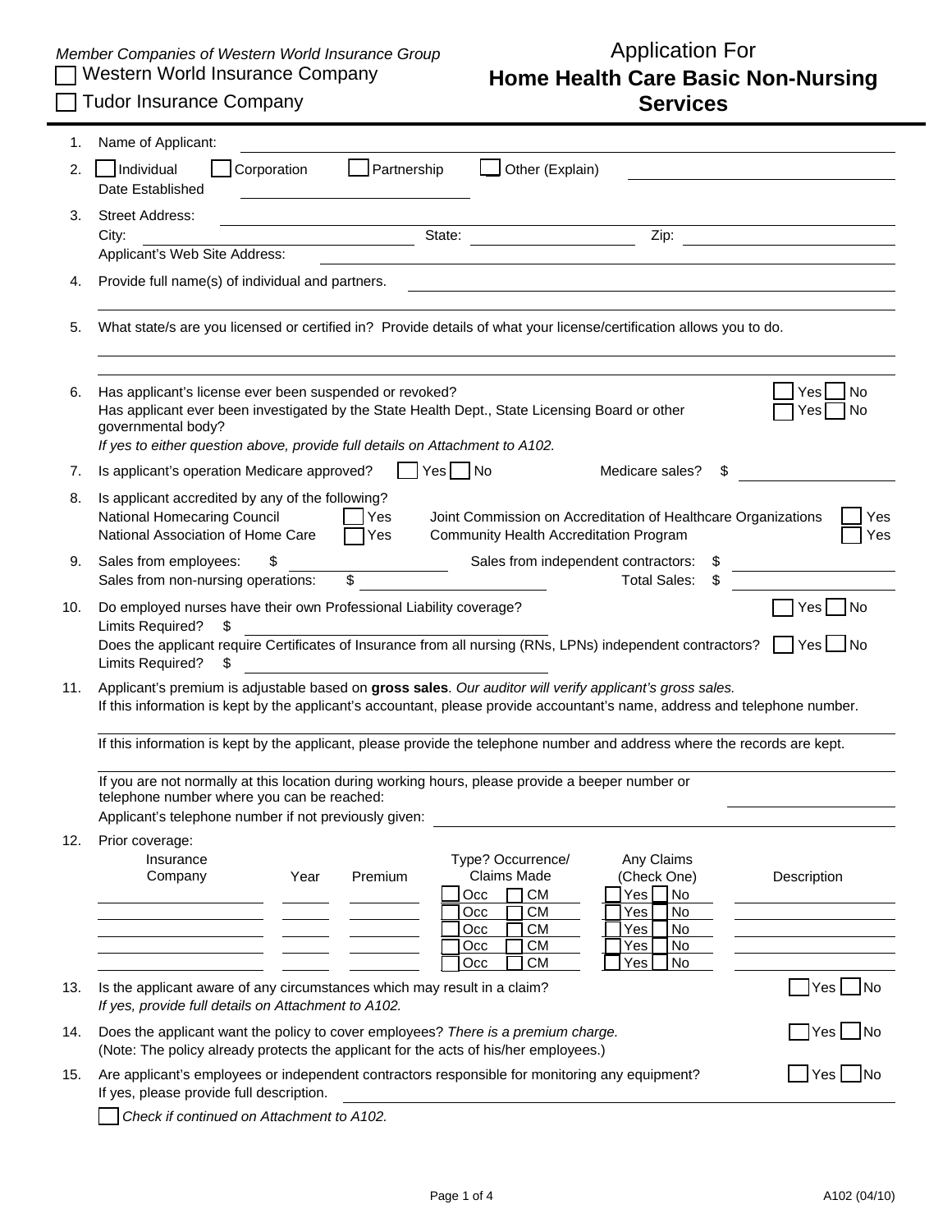*Member Companies of Western World Insurance Group*

☐ Western World Insurance Company

☐ Tudor Insurance Company

# Application For
# Home Health Care Basic Non-Nursing Services

1. Name of Applicant: ______________________

2. ☐ Individual ☐ Corporation ☐ Partnership ☐ Other (Explain) ______________________
   Date Established ______________________

3. Street Address: ______________________
   City: ______________ State: ______________ Zip: ______________
   Applicant's Web Site Address: ______________________

4. Provide full name(s) of individual and partners. ______________________

5. What state/s are you licensed or certified in? Provide details of what your license/certification allows you to do.
   ______________________

6. Has applicant's license ever been suspended or revoked? ☐ Yes ☐ No
   Has applicant ever been investigated by the State Health Dept., State Licensing Board or other governmental body? ☐ Yes ☐ No
   *If yes to either question above, provide full details on Attachment to A102.*

7. Is applicant's operation Medicare approved? ☐ Yes ☐ No Medicare sales? $ ______________

8. Is applicant accredited by any of the following?
   National Homecaring Council ☐ Yes
   National Association of Home Care ☐ Yes
   Joint Commission on Accreditation of Healthcare Organizations ☐ Yes
   Community Health Accreditation Program ☐ Yes

9. Sales from employees: $ ______________ Sales from independent contractors: $ ______________
   Sales from non-nursing operations: $ ______________ Total Sales: $ ______________

10. Do employed nurses have their own Professional Liability coverage? ☐ Yes ☐ No
    Limits Required? $ ______________
    Does the applicant require Certificates of Insurance from all nursing (RNs, LPNs) independent contractors? ☐ Yes ☐ No
    Limits Required? $ ______________

11. Applicant's premium is adjustable based on **gross sales**. *Our auditor will verify applicant's gross sales.*
    If this information is kept by the applicant's accountant, please provide accountant's name, address and telephone number.
    ______________________
    If this information is kept by the applicant, please provide the telephone number and address where the records are kept.
    ______________________
    If you are not normally at this location during working hours, please provide a beeper number or telephone number where you can be reached: ______________
    Applicant's telephone number if not previously given: ______________________

12. Prior coverage:

| Insurance Company | Year | Premium | Type? Occurrence/ Claims Made | Any Claims (Check One) | Description |
|---|---|---|---|---|---|
| | | | ☐ Occ ☐ CM | ☐ Yes ☐ No | |
| | | | ☐ Occ ☐ CM | ☐ Yes ☐ No | |
| | | | ☐ Occ ☐ CM | ☐ Yes ☐ No | |
| | | | ☐ Occ ☐ CM | ☐ Yes ☐ No | |
| | | | ☐ Occ ☐ CM | ☐ Yes ☐ No | |

13. Is the applicant aware of any circumstances which may result in a claim? ☐ Yes ☐ No
    *If yes, provide full details on Attachment to A102.*

14. Does the applicant want the policy to cover employees? *There is a premium charge.* ☐ Yes ☐ No
    (Note: The policy already protects the applicant for the acts of his/her employees.)

15. Are applicant's employees or independent contractors responsible for monitoring any equipment? ☐ Yes ☐ No
    If yes, please provide full description. ______________________

    ☐ *Check if continued on Attachment to A102.*

A102 (04/10)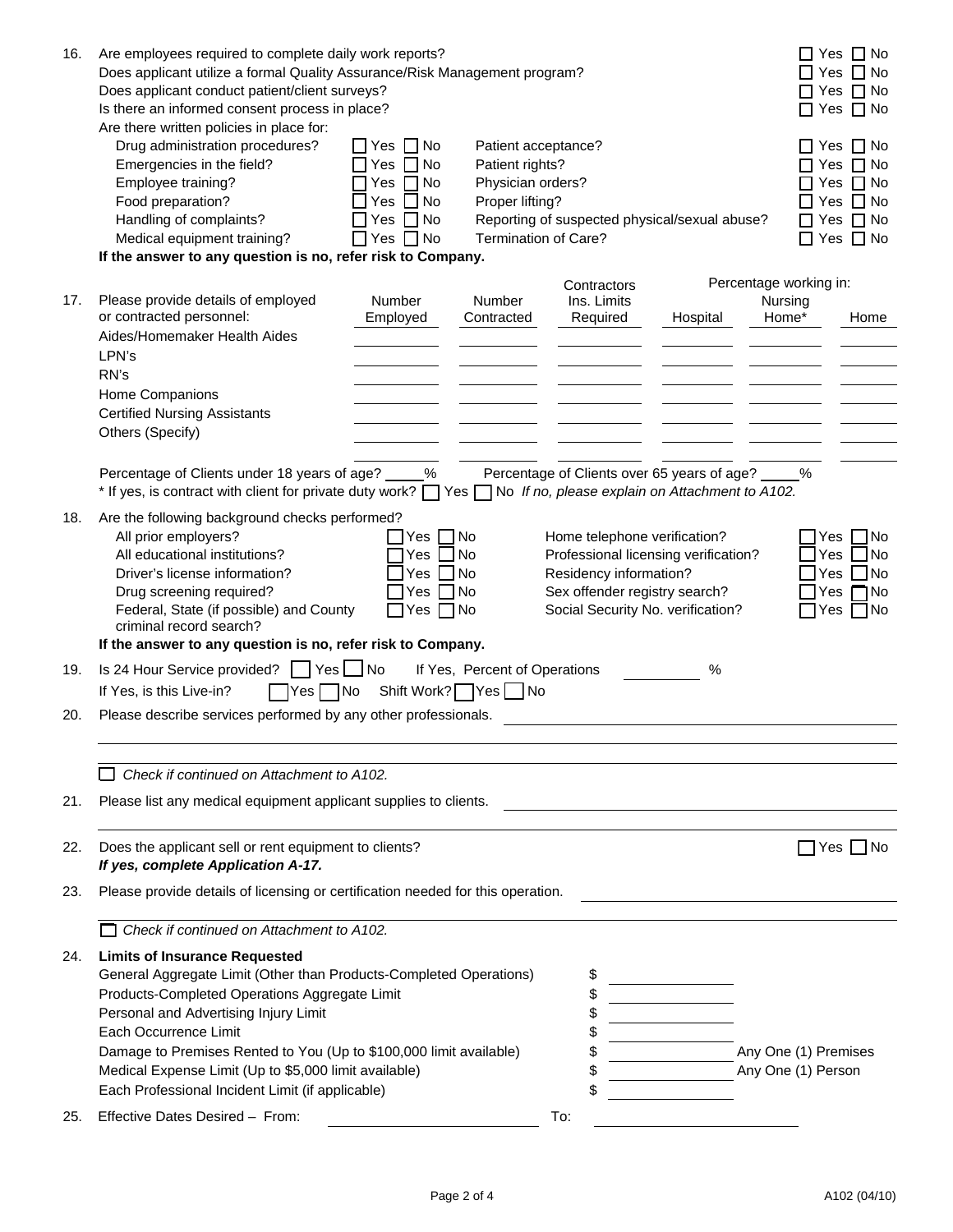16. Are employees required to complete daily work reports? ☐ Yes ☐ No
Does applicant utilize a formal Quality Assurance/Risk Management program? ☐ Yes ☐ No
Does applicant conduct patient/client surveys? ☐ Yes ☐ No
Is there an informed consent process in place? ☐ Yes ☐ No
Are there written policies in place for:

| | | | |
|---|---|---|---|
| Drug administration procedures? | ☐ Yes ☐ No | Patient acceptance? | ☐ Yes ☐ No |
| Emergencies in the field? | ☐ Yes ☐ No | Patient rights? | ☐ Yes ☐ No |
| Employee training? | ☐ Yes ☐ No | Physician orders? | ☐ Yes ☐ No |
| Food preparation? | ☐ Yes ☐ No | Proper lifting? | ☐ Yes ☐ No |
| Handling of complaints? | ☐ Yes ☐ No | Reporting of suspected physical/sexual abuse? | ☐ Yes ☐ No |
| Medical equipment training? | ☐ Yes ☐ No | Termination of Care? | ☐ Yes ☐ No |

**If the answer to any question is no, refer risk to Company.**

17. Please provide details of employed or contracted personnel:

| | Number Employed | Number Contracted | Contractors Ins. Limits Required | Percentage working in: Hospital | Nursing Home* | Home |
|---|---|---|---|---|---|---|
| Aides/Homemaker Health Aides | | | | | | |
| LPN's | | | | | | |
| RN's | | | | | | |
| Home Companions | | | | | | |
| Certified Nursing Assistants | | | | | | |
| Others (Specify) | | | | | | |
| | | | | | | |

Percentage of Clients under 18 years of age? _____% Percentage of Clients over 65 years of age? _____%

\* If yes, is contract with client for private duty work? ☐ Yes ☐ No *If no, please explain on Attachment to A102.*

18. Are the following background checks performed?

| | | | |
|---|---|---|---|
| All prior employers? | ☐ Yes ☐ No | Home telephone verification? | ☐ Yes ☐ No |
| All educational institutions? | ☐ Yes ☐ No | Professional licensing verification? | ☐ Yes ☐ No |
| Driver's license information? | ☐ Yes ☐ No | Residency information? | ☐ Yes ☐ No |
| Drug screening required? | ☐ Yes ☐ No | Sex offender registry search? | ☐ Yes ☐ No |
| Federal, State (if possible) and County criminal record search? | ☐ Yes ☐ No | Social Security No. verification? | ☐ Yes ☐ No |

**If the answer to any question is no, refer risk to Company.**

19. Is 24 Hour Service provided? ☐ Yes ☐ No If Yes, Percent of Operations __________ %
If Yes, is this Live-in? ☐ Yes ☐ No Shift Work? ☐ Yes ☐ No

20. Please describe services performed by any other professionals. ______________________________

☐ *Check if continued on Attachment to A102.*

21. Please list any medical equipment applicant supplies to clients. ______________________________

22. Does the applicant sell or rent equipment to clients? ☐ Yes ☐ No
***If yes, complete Application A-17.***

23. Please provide details of licensing or certification needed for this operation. ______________________________

☐ *Check if continued on Attachment to A102.*

24. **Limits of Insurance Requested**

| | | |
|---|---|---|
| General Aggregate Limit (Other than Products-Completed Operations) | $ | |
| Products-Completed Operations Aggregate Limit | $ | |
| Personal and Advertising Injury Limit | $ | |
| Each Occurrence Limit | $ | |
| Damage to Premises Rented to You (Up to $100,000 limit available) | $ | Any One (1) Premises |
| Medical Expense Limit (Up to $5,000 limit available) | $ | Any One (1) Person |
| Each Professional Incident Limit (if applicable) | $ | |

25. Effective Dates Desired – From: ____________________ To: ____________________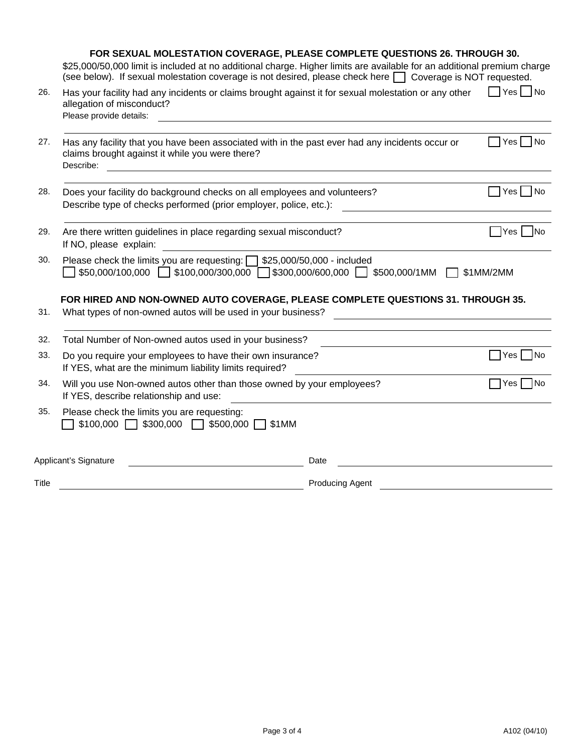### FOR SEXUAL MOLESTATION COVERAGE, PLEASE COMPLETE QUESTIONS 26. THROUGH 30.

$25,000/50,000 limit is included at no additional charge. Higher limits are available for an additional premium charge (see below). If sexual molestation coverage is not desired, please check here ☐ Coverage is NOT requested.

26. Has your facility had any incidents or claims brought against it for sexual molestation or any other allegation of misconduct? ☐ Yes ☐ No
    Please provide details: ______________________________

27. Has any facility that you have been associated with in the past ever had any incidents occur or claims brought against it while you were there? ☐ Yes ☐ No
    Describe: ______________________________

28. Does your facility do background checks on all employees and volunteers? ☐ Yes ☐ No
    Describe type of checks performed (prior employer, police, etc.): ______________________________

29. Are there written guidelines in place regarding sexual misconduct? ☐ Yes ☐ No
    If NO, please explain: ______________________________

30. Please check the limits you are requesting: ☐ $25,000/50,000 - included
    ☐ $50,000/100,000 ☐ $100,000/300,000 ☐ $300,000/600,000 ☐ $500,000/1MM ☐ $1MM/2MM

### FOR HIRED AND NON-OWNED AUTO COVERAGE, PLEASE COMPLETE QUESTIONS 31. THROUGH 35.

31. What types of non-owned autos will be used in your business? ______________________________

32. Total Number of Non-owned autos used in your business? ______________________________

33. Do you require your employees to have their own insurance? ☐ Yes ☐ No
    If YES, what are the minimum liability limits required? ______________________________

34. Will you use Non-owned autos other than those owned by your employees? ☐ Yes ☐ No
    If YES, describe relationship and use: ______________________________

35. Please check the limits you are requesting:
    ☐ $100,000 ☐ $300,000 ☐ $500,000 ☐ $1MM

Applicant's Signature ______________________ Date ______________________

Title ______________________ Producing Agent ______________________

A102 (04/10)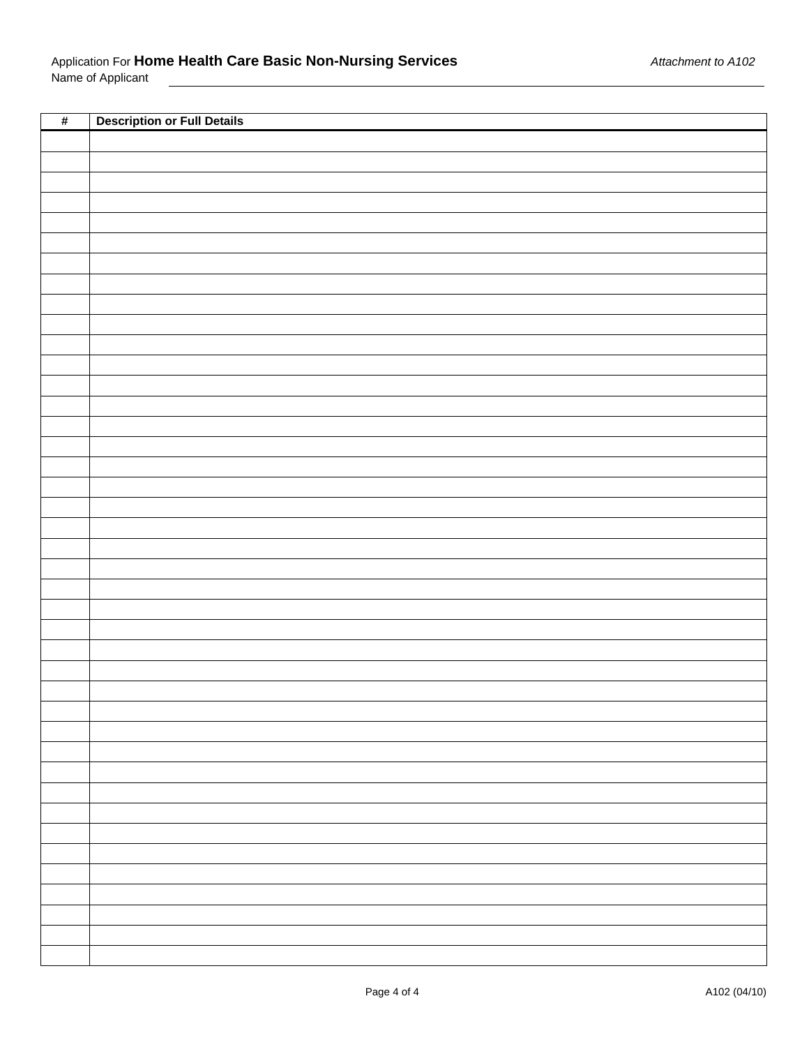Application For **Home Health Care Basic Non-Nursing Services** *Attachment to A102*

Name of Applicant ______________________________

| # | Description or Full Details |
|---|---|
| | |
| | |
| | |
| | |
| | |
| | |
| | |
| | |
| | |
| | |
| | |
| | |
| | |
| | |
| | |
| | |
| | |
| | |
| | |
| | |
| | |
| | |
| | |
| | |
| | |
| | |
| | |
| | |
| | |
| | |
| | |
| | |
| | |
| | |
| | |
| | |
| | |
| | |
| | |
| | |
| | |
| | |

A102 (04/10)